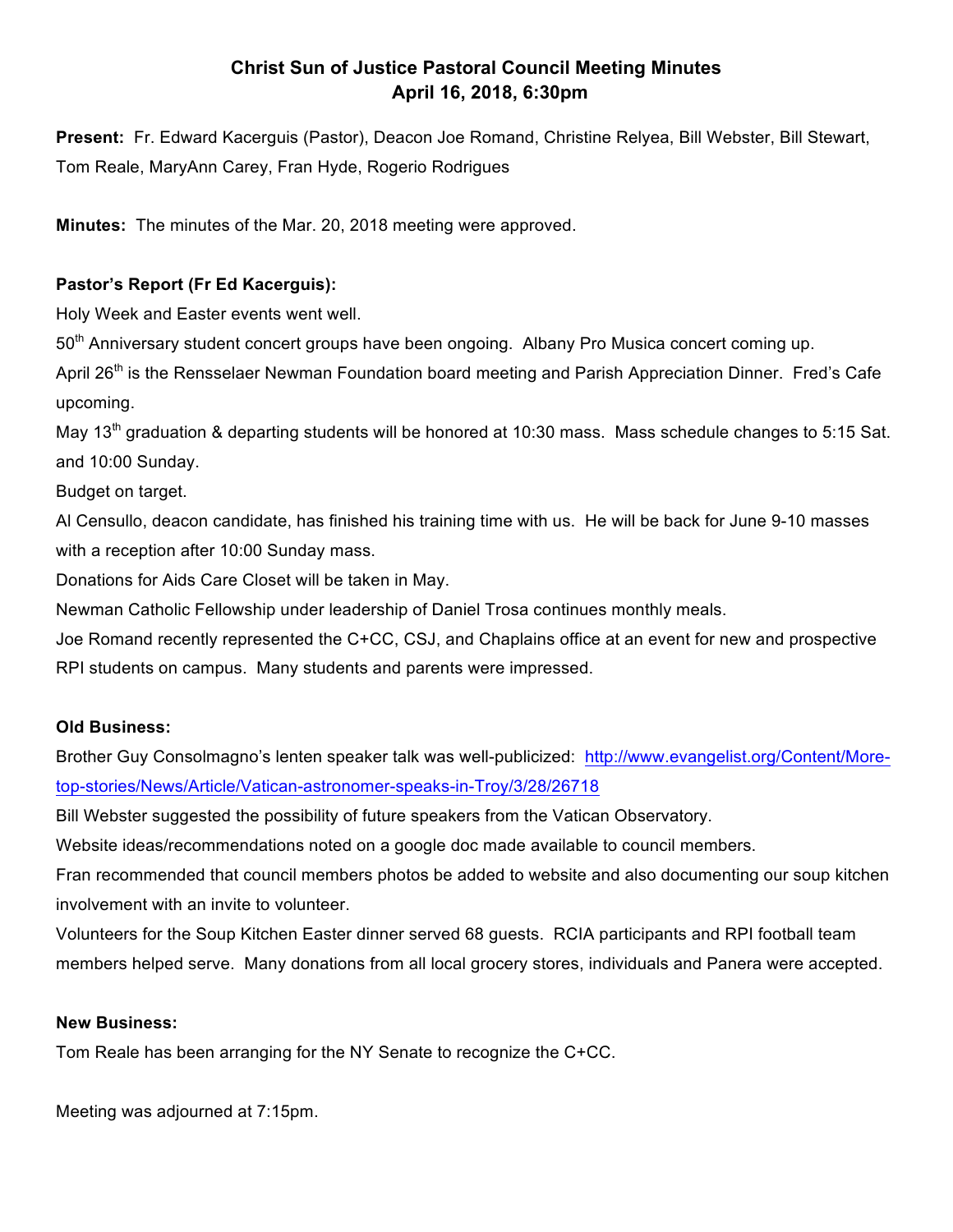# Christ Sun of Justice Pastoral Council Meeting Minutes
## April 16, 2018, 6:30pm

**Present:** Fr. Edward Kacerguis (Pastor), Deacon Joe Romand, Christine Relyea, Bill Webster, Bill Stewart, Tom Reale, MaryAnn Carey, Fran Hyde, Rogerio Rodrigues

**Minutes:** The minutes of the Mar. 20, 2018 meeting were approved.

**Pastor's Report (Fr Ed Kacerguis):**

Holy Week and Easter events went well.

50th Anniversary student concert groups have been ongoing. Albany Pro Musica concert coming up.

April 26th is the Rensselaer Newman Foundation board meeting and Parish Appreciation Dinner. Fred's Cafe upcoming.

May 13th graduation & departing students will be honored at 10:30 mass. Mass schedule changes to 5:15 Sat. and 10:00 Sunday.

Budget on target.

Al Censullo, deacon candidate, has finished his training time with us. He will be back for June 9-10 masses with a reception after 10:00 Sunday mass.

Donations for Aids Care Closet will be taken in May.

Newman Catholic Fellowship under leadership of Daniel Trosa continues monthly meals.

Joe Romand recently represented the C+CC, CSJ, and Chaplains office at an event for new and prospective RPI students on campus. Many students and parents were impressed.

**Old Business:**

Brother Guy Consolmagno's lenten speaker talk was well-publicized: http://www.evangelist.org/Content/More-top-stories/News/Article/Vatican-astronomer-speaks-in-Troy/3/28/26718

Bill Webster suggested the possibility of future speakers from the Vatican Observatory.

Website ideas/recommendations noted on a google doc made available to council members.

Fran recommended that council members photos be added to website and also documenting our soup kitchen involvement with an invite to volunteer.

Volunteers for the Soup Kitchen Easter dinner served 68 guests. RCIA participants and RPI football team members helped serve. Many donations from all local grocery stores, individuals and Panera were accepted.

**New Business:**

Tom Reale has been arranging for the NY Senate to recognize the C+CC.

Meeting was adjourned at 7:15pm.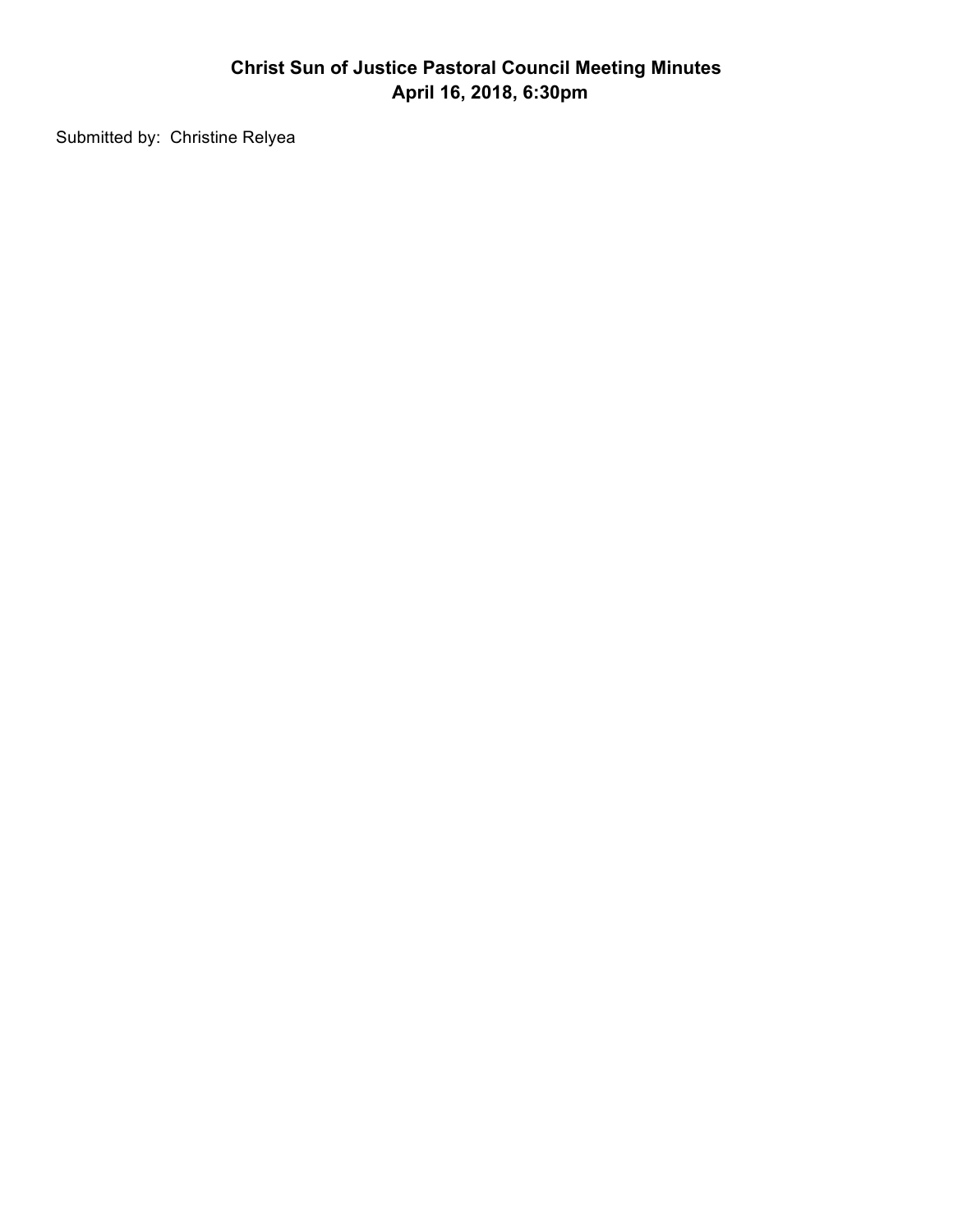**Christ Sun of Justice Pastoral Council Meeting Minutes**
**April 16, 2018, 6:30pm**

Submitted by: Christine Relyea